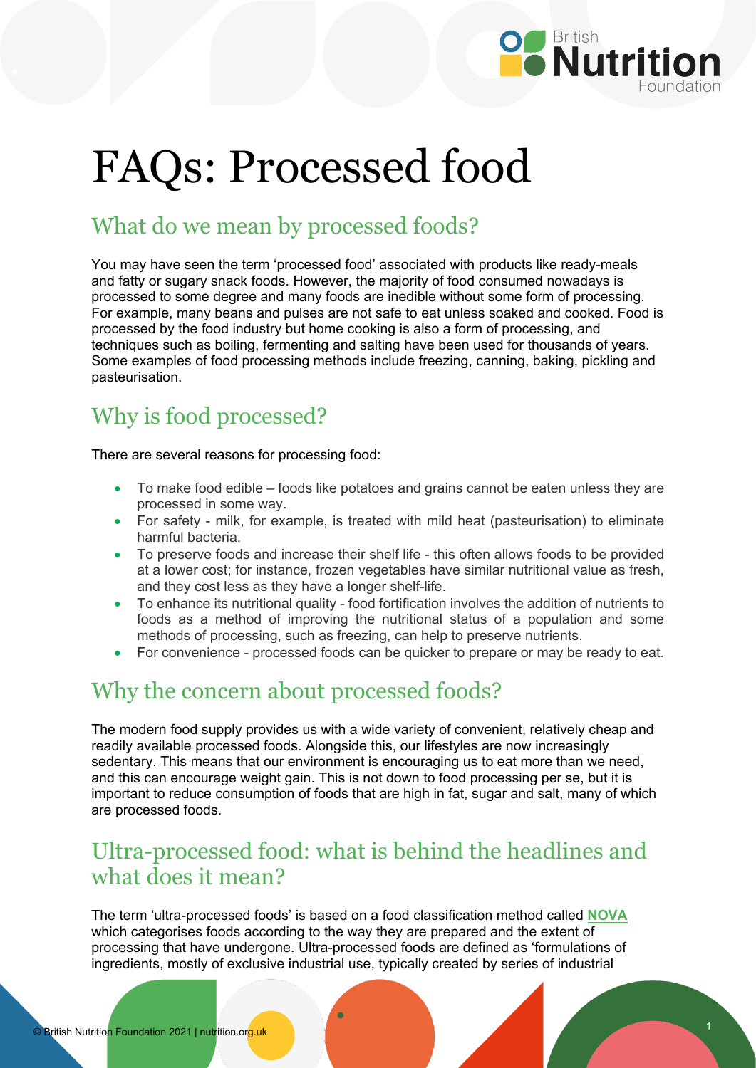# FAQs: Processed food

## What do we mean by processed foods?

You may have seen the term 'processed food' associated with products like ready-meals and fatty or sugary snack foods. However, the majority of food consumed nowadays is processed to some degree and many foods are inedible without some form of processing. For example, many beans and pulses are not safe to eat unless soaked and cooked. Food is processed by the food industry but home cooking is also a form of processing, and techniques such as boiling, fermenting and salting have been used for thousands of years. Some examples of food processing methods include freezing, canning, baking, pickling and pasteurisation.

## Why is food processed?

There are several reasons for processing food:

- To make food edible – foods like potatoes and grains cannot be eaten unless they are processed in some way.
- For safety - milk, for example, is treated with mild heat (pasteurisation) to eliminate harmful bacteria.
- To preserve foods and increase their shelf life - this often allows foods to be provided at a lower cost; for instance, frozen vegetables have similar nutritional value as fresh, and they cost less as they have a longer shelf-life.
- To enhance its nutritional quality - food fortification involves the addition of nutrients to foods as a method of improving the nutritional status of a population and some methods of processing, such as freezing, can help to preserve nutrients.
- For convenience - processed foods can be quicker to prepare or may be ready to eat.

## Why the concern about processed foods?

The modern food supply provides us with a wide variety of convenient, relatively cheap and readily available processed foods. Alongside this, our lifestyles are now increasingly sedentary. This means that our environment is encouraging us to eat more than we need, and this can encourage weight gain. This is not down to food processing per se, but it is important to reduce consumption of foods that are high in fat, sugar and salt, many of which are processed foods.

## Ultra-processed food: what is behind the headlines and what does it mean?

The term 'ultra-processed foods' is based on a food classification method called **NOVA** which categorises foods according to the way they are prepared and the extent of processing that have undergone. Ultra-processed foods are defined as 'formulations of ingredients, mostly of exclusive industrial use, typically created by series of industrial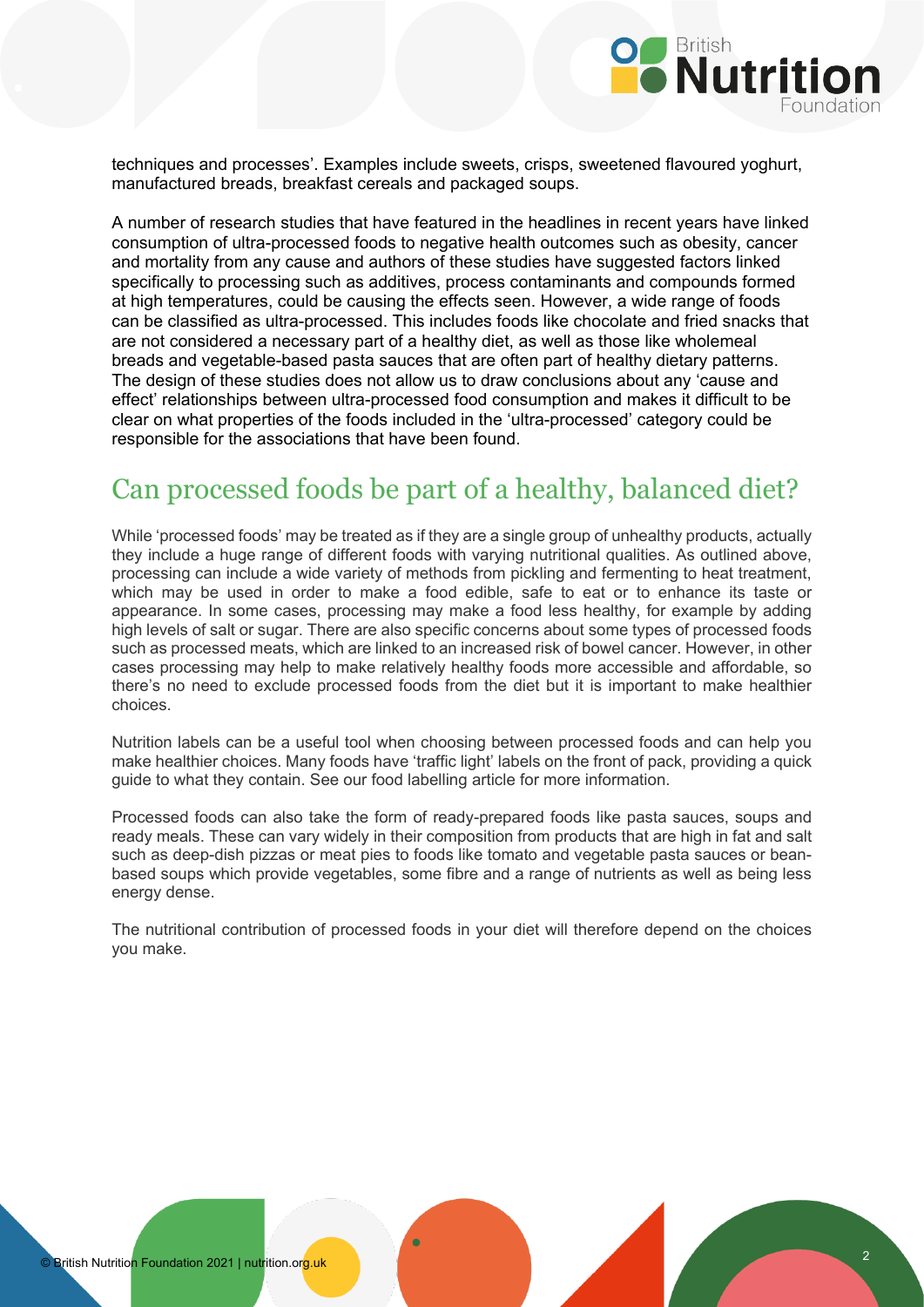techniques and processes'. Examples include sweets, crisps, sweetened flavoured yoghurt, manufactured breads, breakfast cereals and packaged soups.

A number of research studies that have featured in the headlines in recent years have linked consumption of ultra-processed foods to negative health outcomes such as obesity, cancer and mortality from any cause and authors of these studies have suggested factors linked specifically to processing such as additives, process contaminants and compounds formed at high temperatures, could be causing the effects seen. However, a wide range of foods can be classified as ultra-processed. This includes foods like chocolate and fried snacks that are not considered a necessary part of a healthy diet, as well as those like wholemeal breads and vegetable-based pasta sauces that are often part of healthy dietary patterns. The design of these studies does not allow us to draw conclusions about any 'cause and effect' relationships between ultra-processed food consumption and makes it difficult to be clear on what properties of the foods included in the 'ultra-processed' category could be responsible for the associations that have been found.

## Can processed foods be part of a healthy, balanced diet?

While 'processed foods' may be treated as if they are a single group of unhealthy products, actually they include a huge range of different foods with varying nutritional qualities. As outlined above, processing can include a wide variety of methods from pickling and fermenting to heat treatment, which may be used in order to make a food edible, safe to eat or to enhance its taste or appearance. In some cases, processing may make a food less healthy, for example by adding high levels of salt or sugar. There are also specific concerns about some types of processed foods such as processed meats, which are linked to an increased risk of bowel cancer. However, in other cases processing may help to make relatively healthy foods more accessible and affordable, so there's no need to exclude processed foods from the diet but it is important to make healthier choices.

Nutrition labels can be a useful tool when choosing between processed foods and can help you make healthier choices. Many foods have 'traffic light' labels on the front of pack, providing a quick guide to what they contain. See our food labelling article for more information.

Processed foods can also take the form of ready-prepared foods like pasta sauces, soups and ready meals. These can vary widely in their composition from products that are high in fat and salt such as deep-dish pizzas or meat pies to foods like tomato and vegetable pasta sauces or bean-based soups which provide vegetables, some fibre and a range of nutrients as well as being less energy dense.

The nutritional contribution of processed foods in your diet will therefore depend on the choices you make.